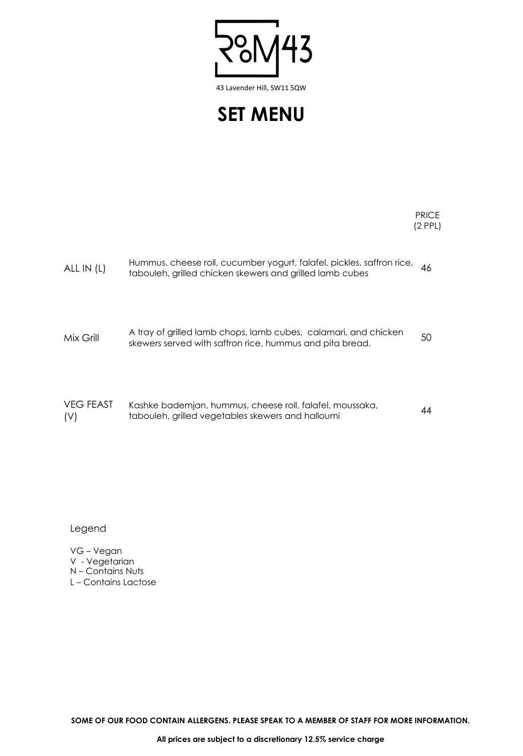# RoOM43

43 Lavender Hill, SW11 5QW

## SET MENU

| | | PRICE (2 PPL) |
|---|---|---|
| ALL IN (L) | Hummus, cheese roll, cucumber yogurt, falafel, pickles, saffron rice, tabouleh, grilled chicken skewers and grilled lamb cubes | 46 |
| Mix Grill | A tray of grilled lamb chops, lamb cubes, calamari, and chicken skewers served with saffron rice, hummus and pita bread. | 50 |
| VEG FEAST (V) | Kashke bademjan, hummus, cheese roll, falafel, moussaka, tabouleh, grilled vegetables skewers and halloumi | 44 |

Legend

- VG – Vegan
- V - Vegetarian
- N – Contains Nuts
- L – Contains Lactose

**SOME OF OUR FOOD CONTAIN ALLERGENS. PLEASE SPEAK TO A MEMBER OF STAFF FOR MORE INFORMATION.**

**All prices are subject to a discretionary 12.5% service charge**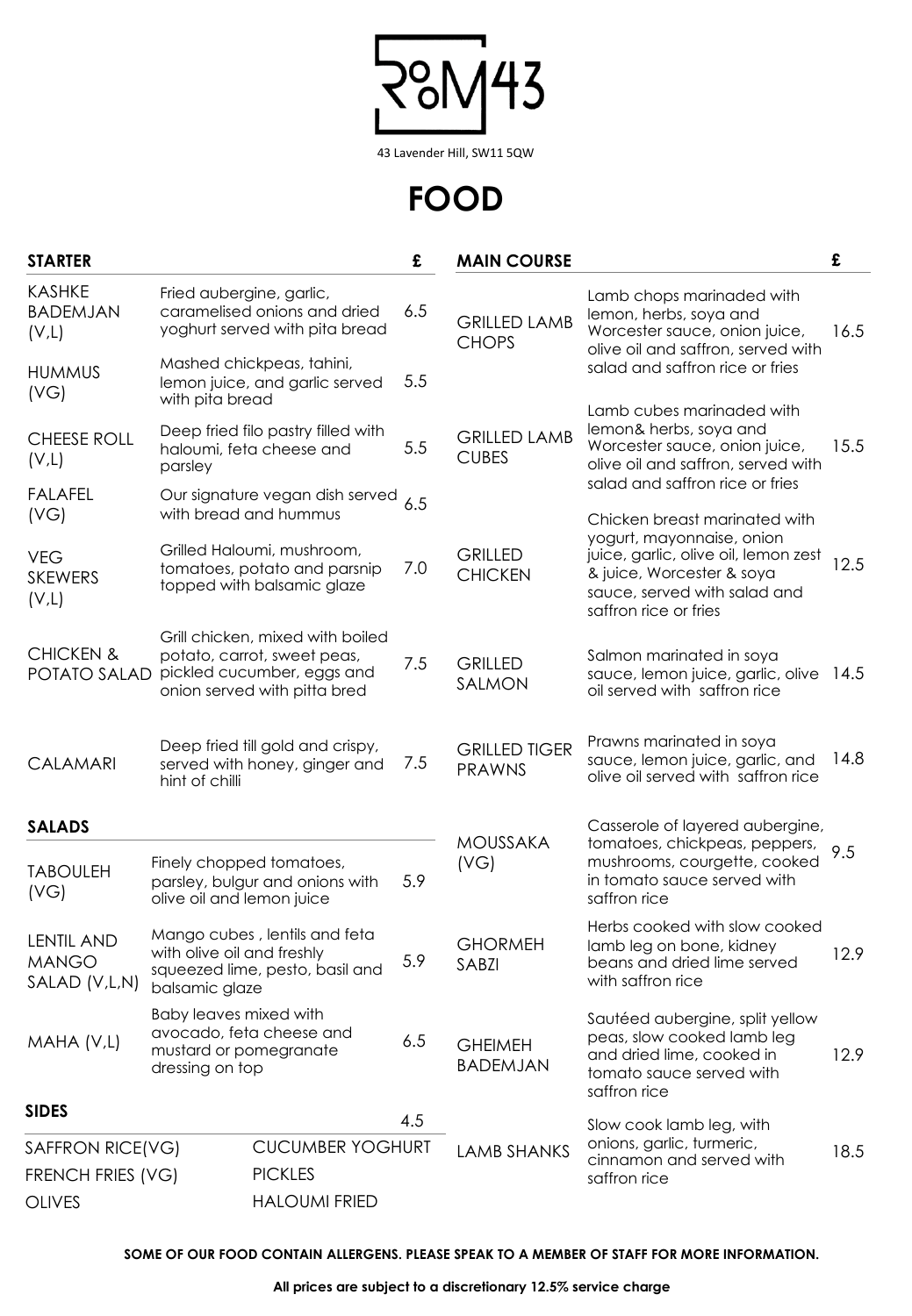# RoOM43

43 Lavender Hill, SW11 5QW

# FOOD

## STARTER

| STARTER | | £ |
|---|---|---|
| KASHKE BADEMJAN (V,L) | Fried aubergine, garlic, caramelised onions and dried yoghurt served with pita bread | 6.5 |
| HUMMUS (VG) | Mashed chickpeas, tahini, lemon juice, and garlic served with pita bread | 5.5 |
| CHEESE ROLL (V,L) | Deep fried filo pastry filled with haloumi, feta cheese and parsley | 5.5 |
| FALAFEL (VG) | Our signature vegan dish served with bread and hummus | 6.5 |
| VEG SKEWERS (V,L) | Grilled Haloumi, mushroom, tomatoes, potato and parsnip topped with balsamic glaze | 7.0 |
| CHICKEN & POTATO SALAD | Grill chicken, mixed with boiled potato, carrot, sweet peas, pickled cucumber, eggs and onion served with pitta bred | 7.5 |
| CALAMARI | Deep fried till gold and crispy, served with honey, ginger and hint of chilli | 7.5 |

## SALADS

| SALADS | | £ |
|---|---|---|
| TABOULEH (VG) | Finely chopped tomatoes, parsley, bulgur and onions with olive oil and lemon juice | 5.9 |
| LENTIL AND MANGO SALAD (V,L,N) | Mango cubes , lentils and feta with olive oil and freshly squeezed lime, pesto, basil and balsamic glaze | 5.9 |
| MAHA (V,L) | Baby leaves mixed with avocado, feta cheese and mustard or pomegranate dressing on top | 6.5 |

## SIDES

4.5

- SAFFRON RICE(VG)
- FRENCH FRIES (VG)
- OLIVES
- CUCUMBER YOGHURT
- PICKLES
- HALOUMI FRIED

## MAIN COURSE

| MAIN COURSE | | £ |
|---|---|---|
| GRILLED LAMB CHOPS | Lamb chops marinaded with lemon, herbs, soya and Worcester sauce, onion juice, olive oil and saffron, served with salad and saffron rice or fries | 16.5 |
| GRILLED LAMB CUBES | Lamb cubes marinaded with lemon& herbs, soya and Worcester sauce, onion juice, olive oil and saffron, served with salad and saffron rice or fries | 15.5 |
| GRILLED CHICKEN | Chicken breast marinated with yogurt, mayonnaise, onion juice, garlic, olive oil, lemon zest & juice, Worcester & soya sauce, served with salad and saffron rice or fries | 12.5 |
| GRILLED SALMON | Salmon marinated in soya sauce, lemon juice, garlic, olive oil served with saffron rice | 14.5 |
| GRILLED TIGER PRAWNS | Prawns marinated in soya sauce, lemon juice, garlic, and olive oil served with saffron rice | 14.8 |
| MOUSSAKA (VG) | Casserole of layered aubergine, tomatoes, chickpeas, peppers, mushrooms, courgette, cooked in tomato sauce served with saffron rice | 9.5 |
| GHORMEH SABZI | Herbs cooked with slow cooked lamb leg on bone, kidney beans and dried lime served with saffron rice | 12.9 |
| GHEIMEH BADEMJAN | Sautéed aubergine, split yellow peas, slow cooked lamb leg and dried lime, cooked in tomato sauce served with saffron rice | 12.9 |
| LAMB SHANKS | Slow cook lamb leg, with onions, garlic, turmeric, cinnamon and served with saffron rice | 18.5 |

**SOME OF OUR FOOD CONTAIN ALLERGENS. PLEASE SPEAK TO A MEMBER OF STAFF FOR MORE INFORMATION.**

**All prices are subject to a discretionary 12.5% service charge**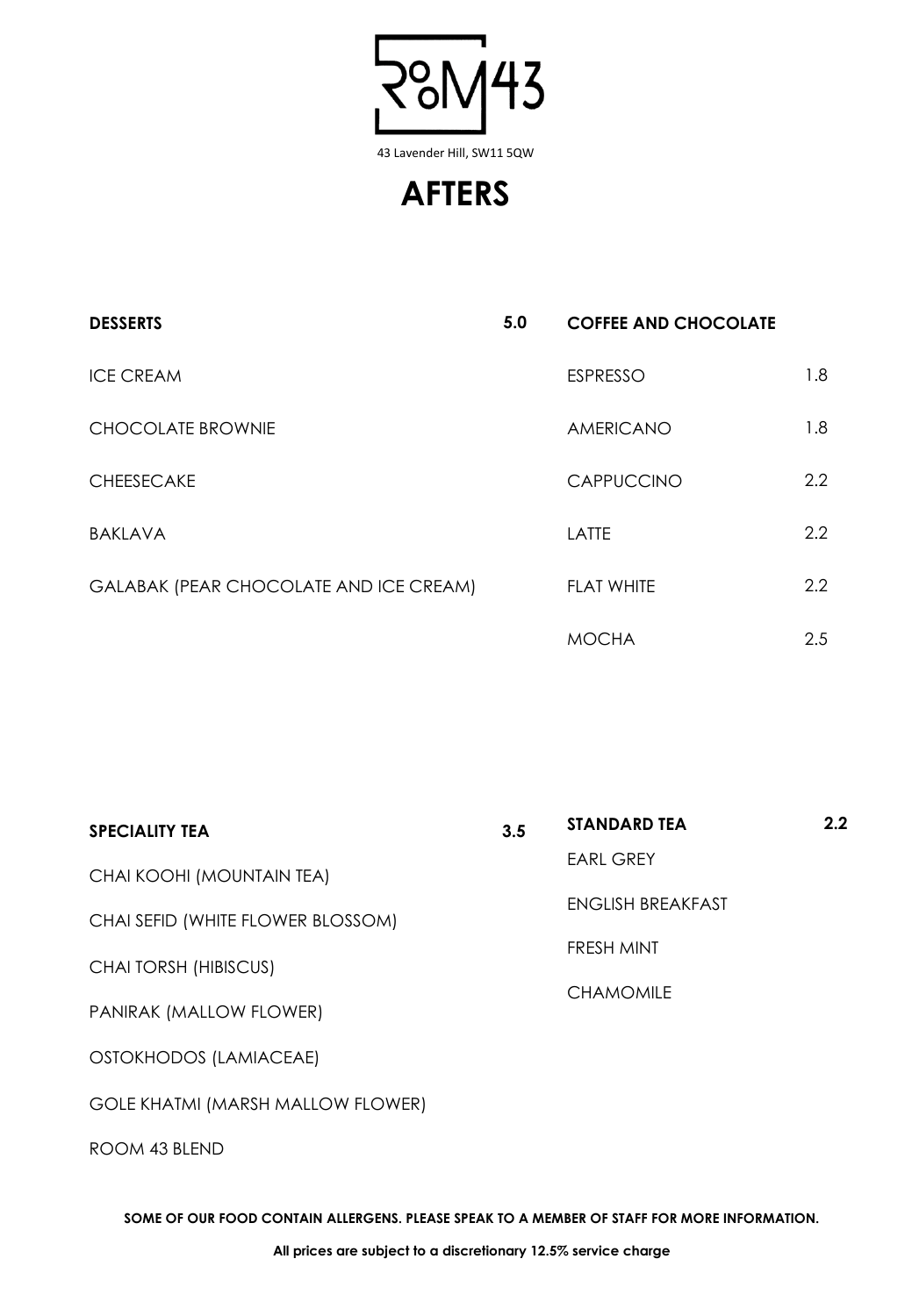ROOM43

43 Lavender Hill, SW11 5QW

# AFTERS

## DESSERTS 5.0

ICE CREAM

CHOCOLATE BROWNIE

CHEESECAKE

BAKLAVA

GALABAK (PEAR CHOCOLATE AND ICE CREAM)

## COFFEE AND CHOCOLATE

| | |
|---|---|
| ESPRESSO | 1.8 |
| AMERICANO | 1.8 |
| CAPPUCCINO | 2.2 |
| LATTE | 2.2 |
| FLAT WHITE | 2.2 |
| MOCHA | 2.5 |

## SPECIALITY TEA 3.5

CHAI KOOHI (MOUNTAIN TEA)

CHAI SEFID (WHITE FLOWER BLOSSOM)

CHAI TORSH (HIBISCUS)

PANIRAK (MALLOW FLOWER)

OSTOKHODOS (LAMIACEAE)

GOLE KHATMI (MARSH MALLOW FLOWER)

ROOM 43 BLEND

## STANDARD TEA 2.2

EARL GREY

ENGLISH BREAKFAST

FRESH MINT

CHAMOMILE

**SOME OF OUR FOOD CONTAIN ALLERGENS. PLEASE SPEAK TO A MEMBER OF STAFF FOR MORE INFORMATION.**

**All prices are subject to a discretionary 12.5% service charge**